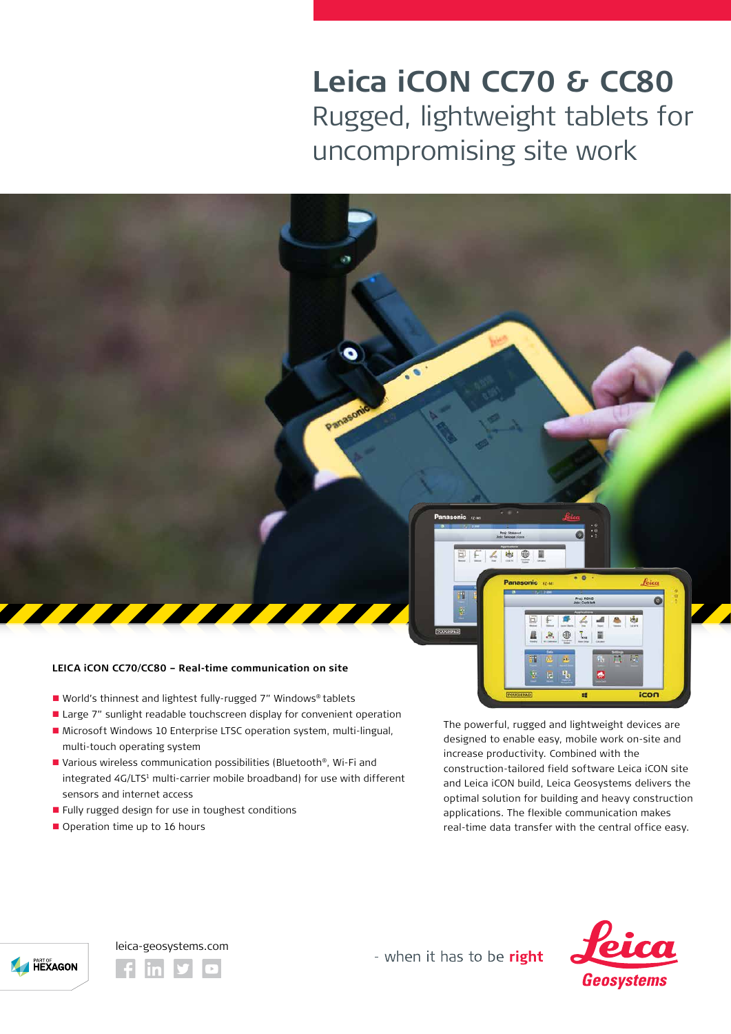# Leica iCON CC70 & CC80

## Rugged, lightweight tablets for uncompromising site work

### LEICA iCON CC70/CC80 – Real-time communication on site

- World's thinnest and lightest fully-rugged 7" Windows® tablets
- Large 7" sunlight readable touchscreen display for convenient operation
- Microsoft Windows 10 Enterprise LTSC operation system, multi-lingual, multi-touch operating system
- Various wireless communication possibilities (Bluetooth®, Wi-Fi and integrated 4G/LTS[1] multi-carrier mobile broadband) for use with different sensors and internet access
- Fully rugged design for use in toughest conditions
- Operation time up to 16 hours

The powerful, rugged and lightweight devices are designed to enable easy, mobile work on-site and increase productivity. Combined with the construction-tailored field software Leica iCON site and Leica iCON build, Leica Geosystems delivers the optimal solution for building and heavy construction applications. The flexible communication makes real-time data transfer with the central office easy.

leica-geosystems.com

- when it has to be **right**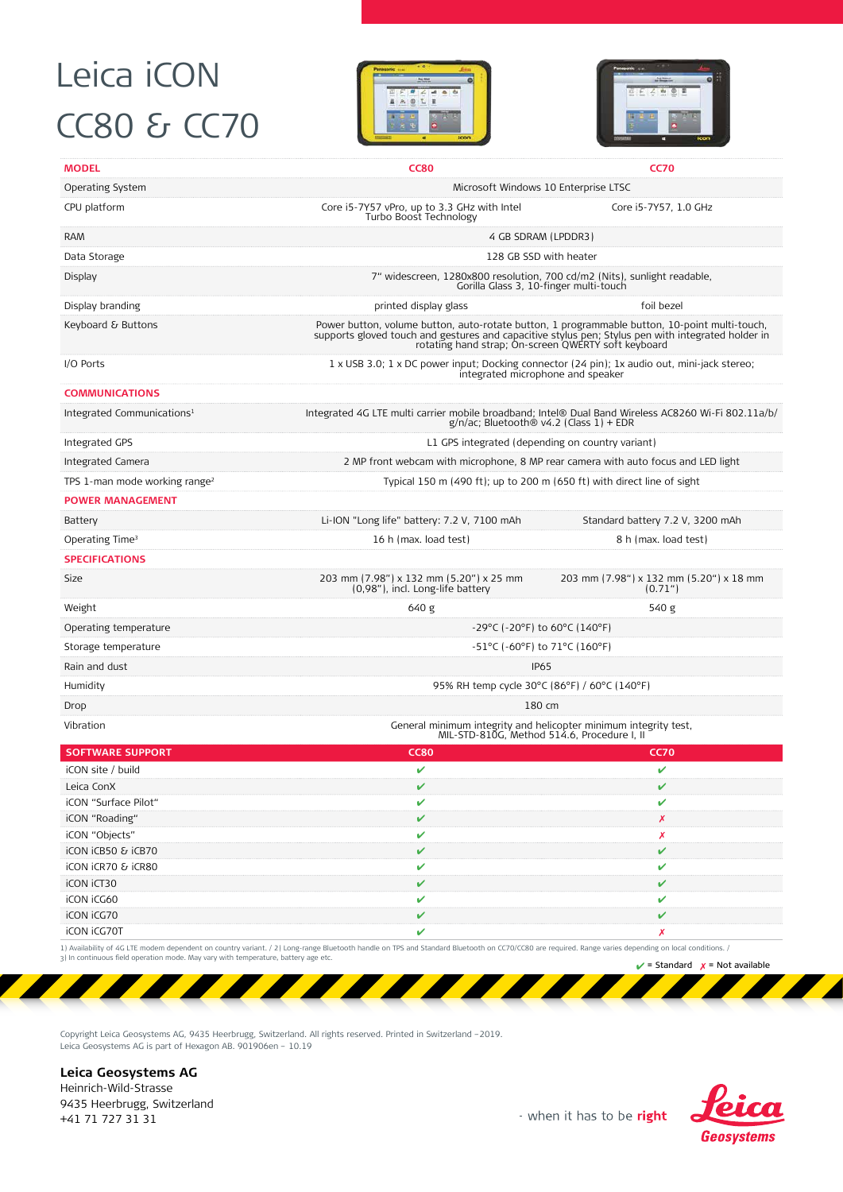# Leica iCON CC80 & CC70

| MODEL | CC80 | CC70 |
|---|---|---|
| Operating System | Microsoft Windows 10 Enterprise LTSC | |
| CPU platform | Core i5-7Y57 vPro, up to 3.3 GHz with Intel Turbo Boost Technology | Core i5-7Y57, 1.0 GHz |
| RAM | 4 GB SDRAM (LPDDR3) | |
| Data Storage | 128 GB SSD with heater | |
| Display | 7" widescreen, 1280x800 resolution, 700 cd/m2 (Nits), sunlight readable, Gorilla Glass 3, 10-finger multi-touch | |
| Display branding | printed display glass | foil bezel |
| Keyboard & Buttons | Power button, volume button, auto-rotate button, 1 programmable button, 10-point multi-touch, supports gloved touch and gestures and capacitive stylus pen; Stylus pen with integrated holder in rotating hand strap; On-screen QWERTY soft keyboard | |
| I/O Ports | 1 x USB 3.0; 1 x DC power input; Docking connector (24 pin); 1x audio out, mini-jack stereo; integrated microphone and speaker | |
| **COMMUNICATIONS** | | |
| Integrated Communications[1] | Integrated 4G LTE multi carrier mobile broadband; Intel® Dual Band Wireless AC8260 Wi-Fi 802.11a/b/g/n/ac; Bluetooth® v4.2 (Class 1) + EDR | |
| Integrated GPS | L1 GPS integrated (depending on country variant) | |
| Integrated Camera | 2 MP front webcam with microphone, 8 MP rear camera with auto focus and LED light | |
| TPS 1-man mode working range[2] | Typical 150 m (490 ft); up to 200 m (650 ft) with direct line of sight | |
| **POWER MANAGEMENT** | | |
| Battery | Li-ION "Long life" battery: 7.2 V, 7100 mAh | Standard battery 7.2 V, 3200 mAh |
| Operating Time[3] | 16 h (max. load test) | 8 h (max. load test) |
| **SPECIFICATIONS** | | |
| Size | 203 mm (7.98") x 132 mm (5.20") x 25 mm (0,98"), incl. Long-life battery | 203 mm (7.98") x 132 mm (5.20") x 18 mm (0.71") |
| Weight | 640 g | 540 g |
| Operating temperature | -29°C (-20°F) to 60°C (140°F) | |
| Storage temperature | -51°C (-60°F) to 71°C (160°F) | |
| Rain and dust | IP65 | |
| Humidity | 95% RH temp cycle 30°C (86°F) / 60°C (140°F) | |
| Drop | 180 cm | |
| Vibration | General minimum integrity and helicopter minimum integrity test, MIL-STD-810G, Method 514.6, Procedure I, II | |

| SOFTWARE SUPPORT | CC80 | CC70 |
|---|---|---|
| iCON site / build | ✔ | ✔ |
| Leica ConX | ✔ | ✔ |
| iCON "Surface Pilot" | ✔ | ✔ |
| iCON "Roading" | ✔ | ✗ |
| iCON "Objects" | ✔ | ✗ |
| iCON iCB50 & iCB70 | ✔ | ✔ |
| iCON iCR70 & iCR80 | ✔ | ✔ |
| iCON iCT30 | ✔ | ✔ |
| iCON iCG60 | ✔ | ✔ |
| iCON iCG70 | ✔ | ✔ |
| iCON iCG70T | ✔ | ✗ |

1) Availability of 4G LTE modem dependent on country variant. / 2) Long-range Bluetooth handle on TPS and Standard Bluetooth on CC70/CC80 are required. Range varies depending on local conditions. / 3) In continuous field operation mode. May vary with temperature, battery age etc.

✔ = Standard ✗ = Not available

Copyright Leica Geosystems AG, 9435 Heerbrugg, Switzerland. All rights reserved. Printed in Switzerland –2019.
Leica Geosystems AG is part of Hexagon AB. 901906en – 10.19

**Leica Geosystems AG**
Heinrich-Wild-Strasse
9435 Heerbrugg, Switzerland
+41 71 727 31 31

- when it has to be **right**

Leica Geosystems